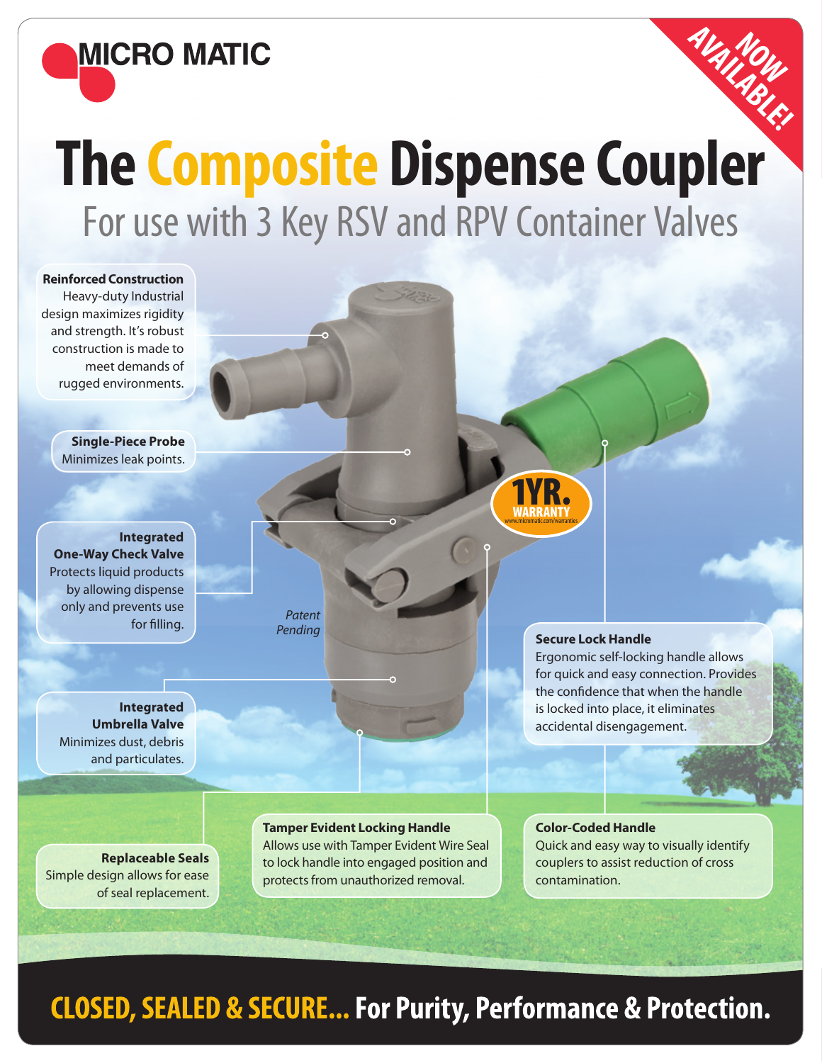MICRO MATIC

NOW AVAILABLE!

# The Composite Dispense Coupler

## For use with 3 Key RSV and RPV Container Valves

**Reinforced Construction**
Heavy-duty Industrial design maximizes rigidity and strength. It's robust construction is made to meet demands of rugged environments.

**Single-Piece Probe**
Minimizes leak points.

**Integrated One-Way Check Valve**
Protects liquid products by allowing dispense only and prevents use for filling.

**Integrated Umbrella Valve**
Minimizes dust, debris and particulates.

*Patent Pending*

1YR. WARRANTY
www.micromatic.com/warranties

**Secure Lock Handle**
Ergonomic self-locking handle allows for quick and easy connection. Provides the confidence that when the handle is locked into place, it eliminates accidental disengagement.

**Replaceable Seals**
Simple design allows for ease of seal replacement.

**Tamper Evident Locking Handle**
Allows use with Tamper Evident Wire Seal to lock handle into engaged position and protects from unauthorized removal.

**Color-Coded Handle**
Quick and easy way to visually identify couplers to assist reduction of cross contamination.

**CLOSED, SEALED & SECURE... For Purity, Performance & Protection.**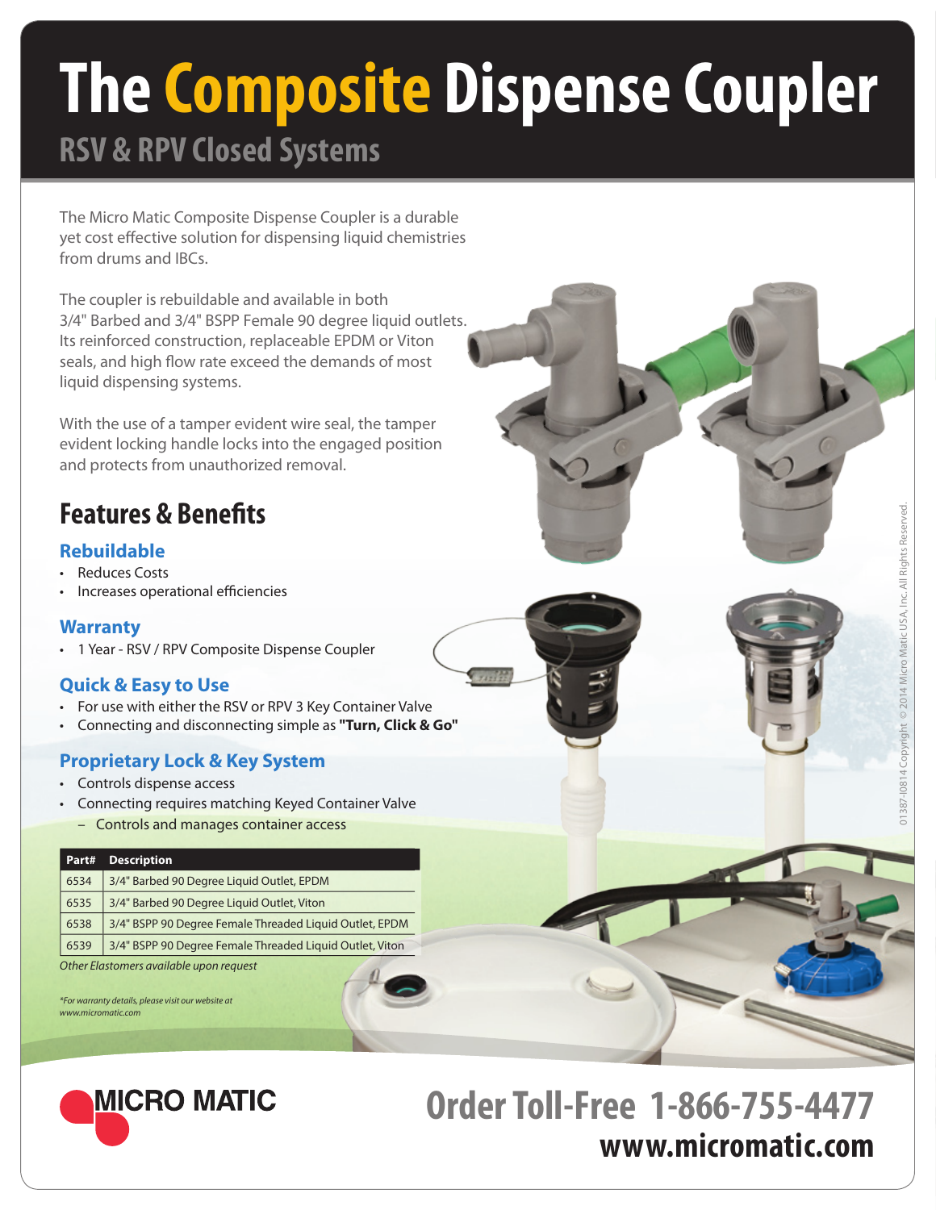# The Composite Dispense Coupler

## RSV & RPV Closed Systems

The Micro Matic Composite Dispense Coupler is a durable yet cost effective solution for dispensing liquid chemistries from drums and IBCs.

The coupler is rebuildable and available in both 3/4" Barbed and 3/4" BSPP Female 90 degree liquid outlets. Its reinforced construction, replaceable EPDM or Viton seals, and high flow rate exceed the demands of most liquid dispensing systems.

With the use of a tamper evident wire seal, the tamper evident locking handle locks into the engaged position and protects from unauthorized removal.

## Features & Benefits

### Rebuildable

- Reduces Costs
- Increases operational efficiencies

### Warranty

- 1 Year - RSV / RPV Composite Dispense Coupler

### Quick & Easy to Use

- For use with either the RSV or RPV 3 Key Container Valve
- Connecting and disconnecting simple as **"Turn, Click & Go"**

### Proprietary Lock & Key System

- Controls dispense access
- Connecting requires matching Keyed Container Valve
  - Controls and manages container access

| Part# | Description |
|---|---|
| 6534 | 3/4" Barbed 90 Degree Liquid Outlet, EPDM |
| 6535 | 3/4" Barbed 90 Degree Liquid Outlet, Viton |
| 6538 | 3/4" BSPP 90 Degree Female Threaded Liquid Outlet, EPDM |
| 6539 | 3/4" BSPP 90 Degree Female Threaded Liquid Outlet, Viton |

*Other Elastomers available upon request*

*\*For warranty details, please visit our website at www.micromatic.com*

01387-I0814 Copyright © 2014 Micro Matic USA, Inc. All Rights Reserved.

MICRO MATIC

**Order Toll-Free 1-866-755-4477**

**www.micromatic.com**